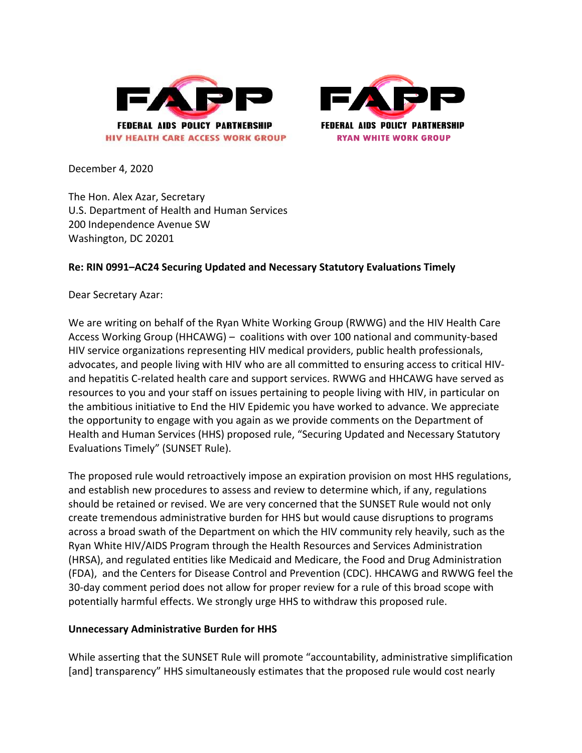FEDERAL AIDS POLICY PARTNERSHIP
HIV HEALTH CARE ACCESS WORK GROUP

FEDERAL AIDS POLICY PARTNERSHIP
RYAN WHITE WORK GROUP

December 4, 2020

The Hon. Alex Azar, Secretary
U.S. Department of Health and Human Services
200 Independence Avenue SW
Washington, DC 20201

**Re: RIN 0991–AC24 Securing Updated and Necessary Statutory Evaluations Timely**

Dear Secretary Azar:

We are writing on behalf of the Ryan White Working Group (RWWG) and the HIV Health Care Access Working Group (HHCAWG) – coalitions with over 100 national and community-based HIV service organizations representing HIV medical providers, public health professionals, advocates, and people living with HIV who are all committed to ensuring access to critical HIV- and hepatitis C-related health care and support services. RWWG and HHCAWG have served as resources to you and your staff on issues pertaining to people living with HIV, in particular on the ambitious initiative to End the HIV Epidemic you have worked to advance. We appreciate the opportunity to engage with you again as we provide comments on the Department of Health and Human Services (HHS) proposed rule, "Securing Updated and Necessary Statutory Evaluations Timely" (SUNSET Rule).

The proposed rule would retroactively impose an expiration provision on most HHS regulations, and establish new procedures to assess and review to determine which, if any, regulations should be retained or revised. We are very concerned that the SUNSET Rule would not only create tremendous administrative burden for HHS but would cause disruptions to programs across a broad swath of the Department on which the HIV community rely heavily, such as the Ryan White HIV/AIDS Program through the Health Resources and Services Administration (HRSA), and regulated entities like Medicaid and Medicare, the Food and Drug Administration (FDA), and the Centers for Disease Control and Prevention (CDC). HHCAWG and RWWG feel the 30-day comment period does not allow for proper review for a rule of this broad scope with potentially harmful effects. We strongly urge HHS to withdraw this proposed rule.

**Unnecessary Administrative Burden for HHS**

While asserting that the SUNSET Rule will promote "accountability, administrative simplification [and] transparency" HHS simultaneously estimates that the proposed rule would cost nearly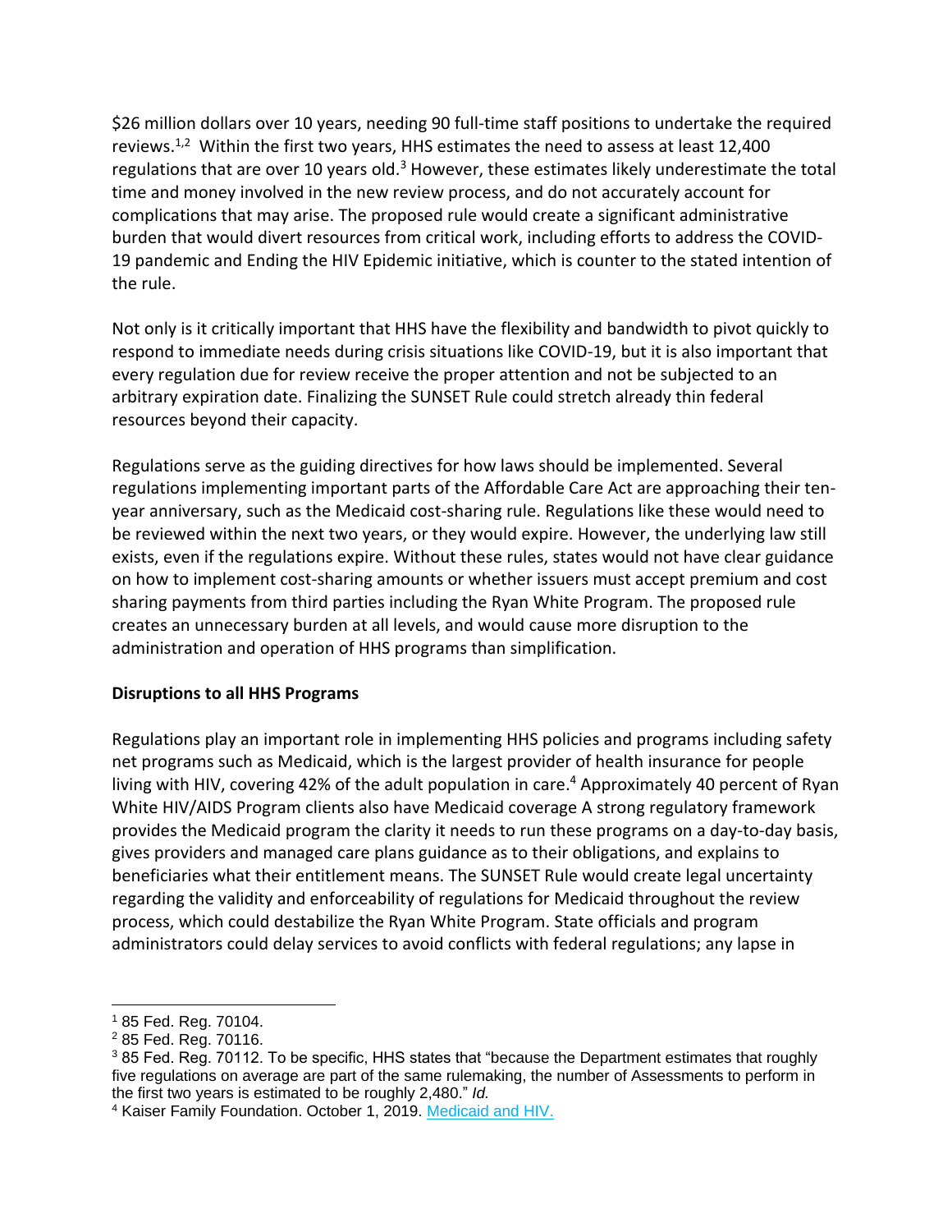$26 million dollars over 10 years, needing 90 full-time staff positions to undertake the required reviews.[1,2] Within the first two years, HHS estimates the need to assess at least 12,400 regulations that are over 10 years old.[3] However, these estimates likely underestimate the total time and money involved in the new review process, and do not accurately account for complications that may arise. The proposed rule would create a significant administrative burden that would divert resources from critical work, including efforts to address the COVID-19 pandemic and Ending the HIV Epidemic initiative, which is counter to the stated intention of the rule.

Not only is it critically important that HHS have the flexibility and bandwidth to pivot quickly to respond to immediate needs during crisis situations like COVID-19, but it is also important that every regulation due for review receive the proper attention and not be subjected to an arbitrary expiration date. Finalizing the SUNSET Rule could stretch already thin federal resources beyond their capacity.

Regulations serve as the guiding directives for how laws should be implemented. Several regulations implementing important parts of the Affordable Care Act are approaching their ten-year anniversary, such as the Medicaid cost-sharing rule. Regulations like these would need to be reviewed within the next two years, or they would expire. However, the underlying law still exists, even if the regulations expire. Without these rules, states would not have clear guidance on how to implement cost-sharing amounts or whether issuers must accept premium and cost sharing payments from third parties including the Ryan White Program. The proposed rule creates an unnecessary burden at all levels, and would cause more disruption to the administration and operation of HHS programs than simplification.

**Disruptions to all HHS Programs**

Regulations play an important role in implementing HHS policies and programs including safety net programs such as Medicaid, which is the largest provider of health insurance for people living with HIV, covering 42% of the adult population in care.[4] Approximately 40 percent of Ryan White HIV/AIDS Program clients also have Medicaid coverage A strong regulatory framework provides the Medicaid program the clarity it needs to run these programs on a day-to-day basis, gives providers and managed care plans guidance as to their obligations, and explains to beneficiaries what their entitlement means. The SUNSET Rule would create legal uncertainty regarding the validity and enforceability of regulations for Medicaid throughout the review process, which could destabilize the Ryan White Program. State officials and program administrators could delay services to avoid conflicts with federal regulations; any lapse in

---

[1] 85 Fed. Reg. 70104.

[2] 85 Fed. Reg. 70116.

[3] 85 Fed. Reg. 70112. To be specific, HHS states that "because the Department estimates that roughly five regulations on average are part of the same rulemaking, the number of Assessments to perform in the first two years is estimated to be roughly 2,480." *Id.*

[4] Kaiser Family Foundation. October 1, 2019. Medicaid and HIV.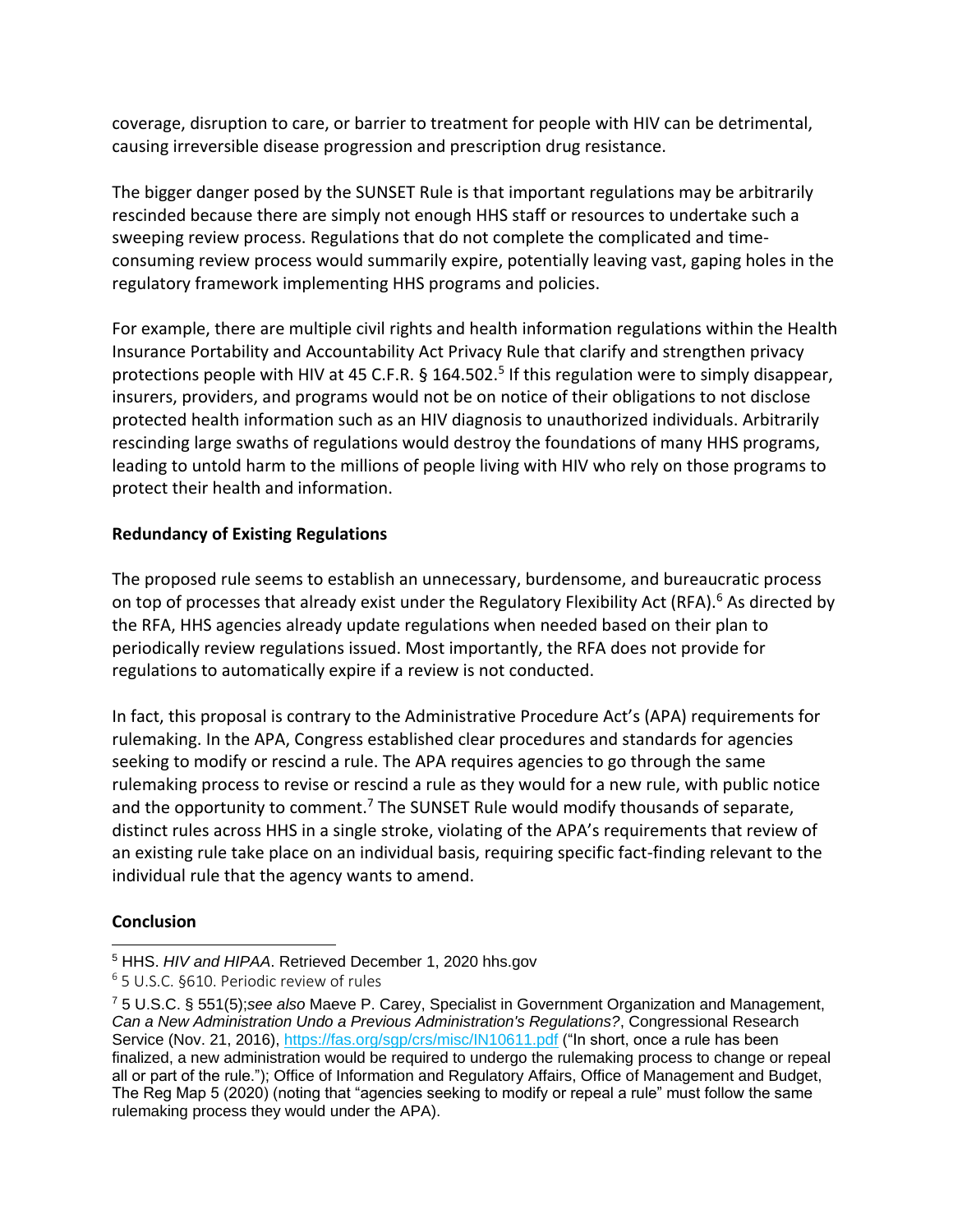coverage, disruption to care, or barrier to treatment for people with HIV can be detrimental, causing irreversible disease progression and prescription drug resistance.

The bigger danger posed by the SUNSET Rule is that important regulations may be arbitrarily rescinded because there are simply not enough HHS staff or resources to undertake such a sweeping review process. Regulations that do not complete the complicated and time-consuming review process would summarily expire, potentially leaving vast, gaping holes in the regulatory framework implementing HHS programs and policies.

For example, there are multiple civil rights and health information regulations within the Health Insurance Portability and Accountability Act Privacy Rule that clarify and strengthen privacy protections people with HIV at 45 C.F.R. § 164.502.[5] If this regulation were to simply disappear, insurers, providers, and programs would not be on notice of their obligations to not disclose protected health information such as an HIV diagnosis to unauthorized individuals. Arbitrarily rescinding large swaths of regulations would destroy the foundations of many HHS programs, leading to untold harm to the millions of people living with HIV who rely on those programs to protect their health and information.

**Redundancy of Existing Regulations**

The proposed rule seems to establish an unnecessary, burdensome, and bureaucratic process on top of processes that already exist under the Regulatory Flexibility Act (RFA).[6] As directed by the RFA, HHS agencies already update regulations when needed based on their plan to periodically review regulations issued. Most importantly, the RFA does not provide for regulations to automatically expire if a review is not conducted.

In fact, this proposal is contrary to the Administrative Procedure Act's (APA) requirements for rulemaking. In the APA, Congress established clear procedures and standards for agencies seeking to modify or rescind a rule. The APA requires agencies to go through the same rulemaking process to revise or rescind a rule as they would for a new rule, with public notice and the opportunity to comment.[7] The SUNSET Rule would modify thousands of separate, distinct rules across HHS in a single stroke, violating of the APA's requirements that review of an existing rule take place on an individual basis, requiring specific fact-finding relevant to the individual rule that the agency wants to amend.

**Conclusion**

---

[5] HHS. *HIV and HIPAA*. Retrieved December 1, 2020 hhs.gov

[6] 5 U.S.C. §610. Periodic review of rules

[7] 5 U.S.C. § 551(5);*see also* Maeve P. Carey, Specialist in Government Organization and Management, *Can a New Administration Undo a Previous Administration's Regulations?*, Congressional Research Service (Nov. 21, 2016), https://fas.org/sgp/crs/misc/IN10611.pdf ("In short, once a rule has been finalized, a new administration would be required to undergo the rulemaking process to change or repeal all or part of the rule."); Office of Information and Regulatory Affairs, Office of Management and Budget, The Reg Map 5 (2020) (noting that "agencies seeking to modify or repeal a rule" must follow the same rulemaking process they would under the APA).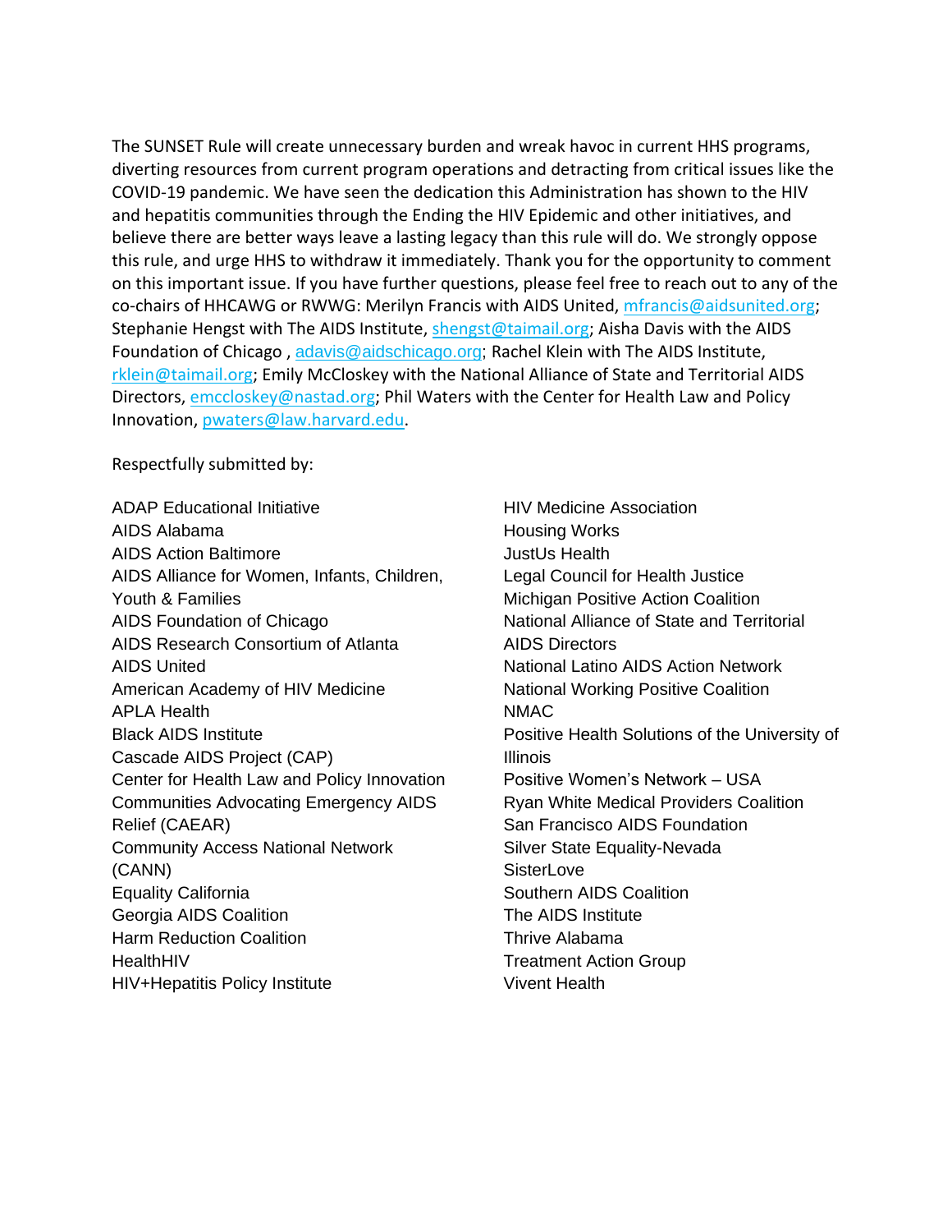The SUNSET Rule will create unnecessary burden and wreak havoc in current HHS programs, diverting resources from current program operations and detracting from critical issues like the COVID-19 pandemic. We have seen the dedication this Administration has shown to the HIV and hepatitis communities through the Ending the HIV Epidemic and other initiatives, and believe there are better ways leave a lasting legacy than this rule will do. We strongly oppose this rule, and urge HHS to withdraw it immediately. Thank you for the opportunity to comment on this important issue. If you have further questions, please feel free to reach out to any of the co-chairs of HHCAWG or RWWG: Merilyn Francis with AIDS United, mfrancis@aidsunited.org; Stephanie Hengst with The AIDS Institute, shengst@taimail.org; Aisha Davis with the AIDS Foundation of Chicago , adavis@aidschicago.org; Rachel Klein with The AIDS Institute, rklein@taimail.org; Emily McCloskey with the National Alliance of State and Territorial AIDS Directors, emccloskey@nastad.org; Phil Waters with the Center for Health Law and Policy Innovation, pwaters@law.harvard.edu.

Respectfully submitted by:

ADAP Educational Initiative
AIDS Alabama
AIDS Action Baltimore
AIDS Alliance for Women, Infants, Children, Youth & Families
AIDS Foundation of Chicago
AIDS Research Consortium of Atlanta
AIDS United
American Academy of HIV Medicine
APLA Health
Black AIDS Institute
Cascade AIDS Project (CAP)
Center for Health Law and Policy Innovation
Communities Advocating Emergency AIDS Relief (CAEAR)
Community Access National Network (CANN)
Equality California
Georgia AIDS Coalition
Harm Reduction Coalition
HealthHIV
HIV+Hepatitis Policy Institute
HIV Medicine Association
Housing Works
JustUs Health
Legal Council for Health Justice
Michigan Positive Action Coalition
National Alliance of State and Territorial AIDS Directors
National Latino AIDS Action Network
National Working Positive Coalition
NMAC
Positive Health Solutions of the University of Illinois
Positive Women's Network – USA
Ryan White Medical Providers Coalition
San Francisco AIDS Foundation
Silver State Equality-Nevada
SisterLove
Southern AIDS Coalition
The AIDS Institute
Thrive Alabama
Treatment Action Group
Vivent Health